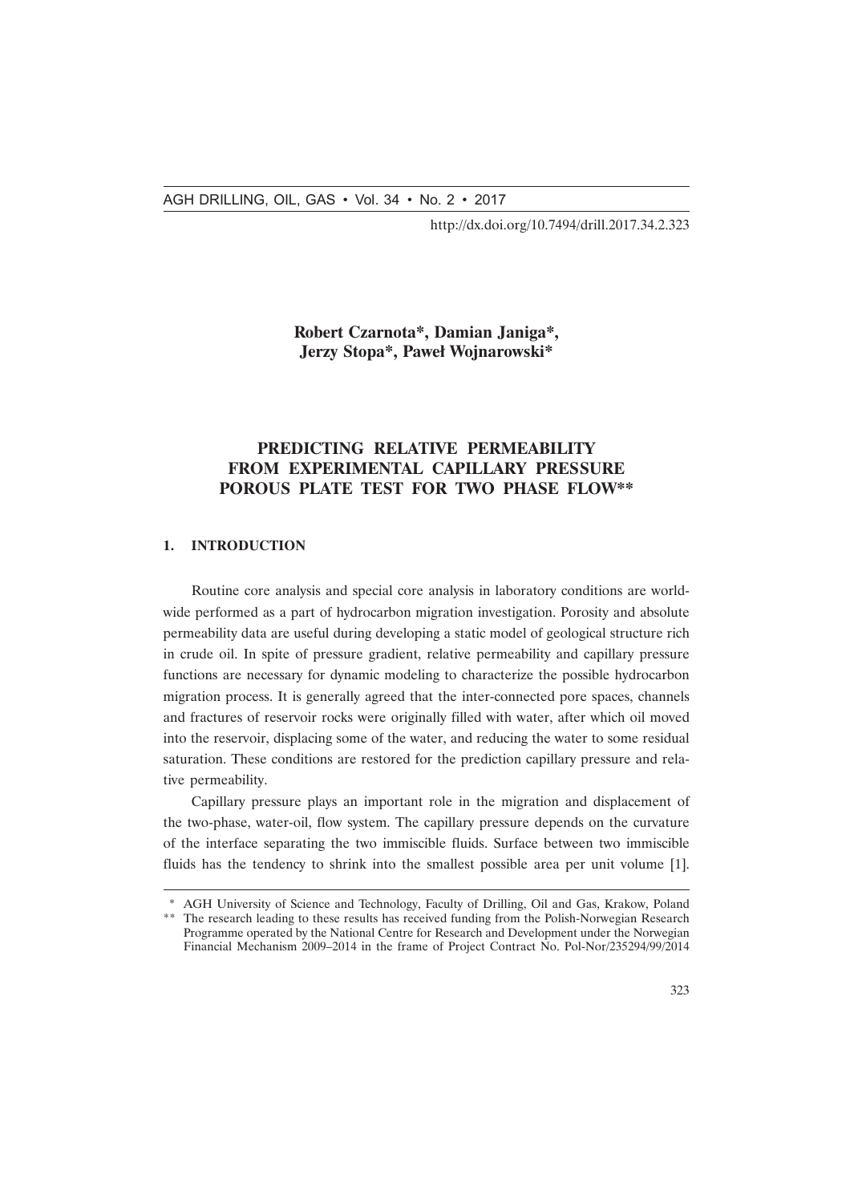http://dx.doi.org/10.7494/drill.2017.34.2.323

**Robert Czarnota\*, Damian Janiga\*, Jerzy Stopa\*, Paweł Wojnarowski\***

# PREDICTING RELATIVE PERMEABILITY FROM EXPERIMENTAL CAPILLARY PRESSURE POROUS PLATE TEST FOR TWO PHASE FLOW\*\*

## 1. INTRODUCTION

Routine core analysis and special core analysis in laboratory conditions are worldwide performed as a part of hydrocarbon migration investigation. Porosity and absolute permeability data are useful during developing a static model of geological structure rich in crude oil. In spite of pressure gradient, relative permeability and capillary pressure functions are necessary for dynamic modeling to characterize the possible hydrocarbon migration process. It is generally agreed that the inter-connected pore spaces, channels and fractures of reservoir rocks were originally filled with water, after which oil moved into the reservoir, displacing some of the water, and reducing the water to some residual saturation. These conditions are restored for the prediction capillary pressure and relative permeability.

Capillary pressure plays an important role in the migration and displacement of the two-phase, water-oil, flow system. The capillary pressure depends on the curvature of the interface separating the two immiscible fluids. Surface between two immiscible fluids has the tendency to shrink into the smallest possible area per unit volume [1].

---

\* AGH University of Science and Technology, Faculty of Drilling, Oil and Gas, Krakow, Poland

\*\* The research leading to these results has received funding from the Polish-Norwegian Research Programme operated by the National Centre for Research and Development under the Norwegian Financial Mechanism 2009–2014 in the frame of Project Contract No. Pol-Nor/235294/99/2014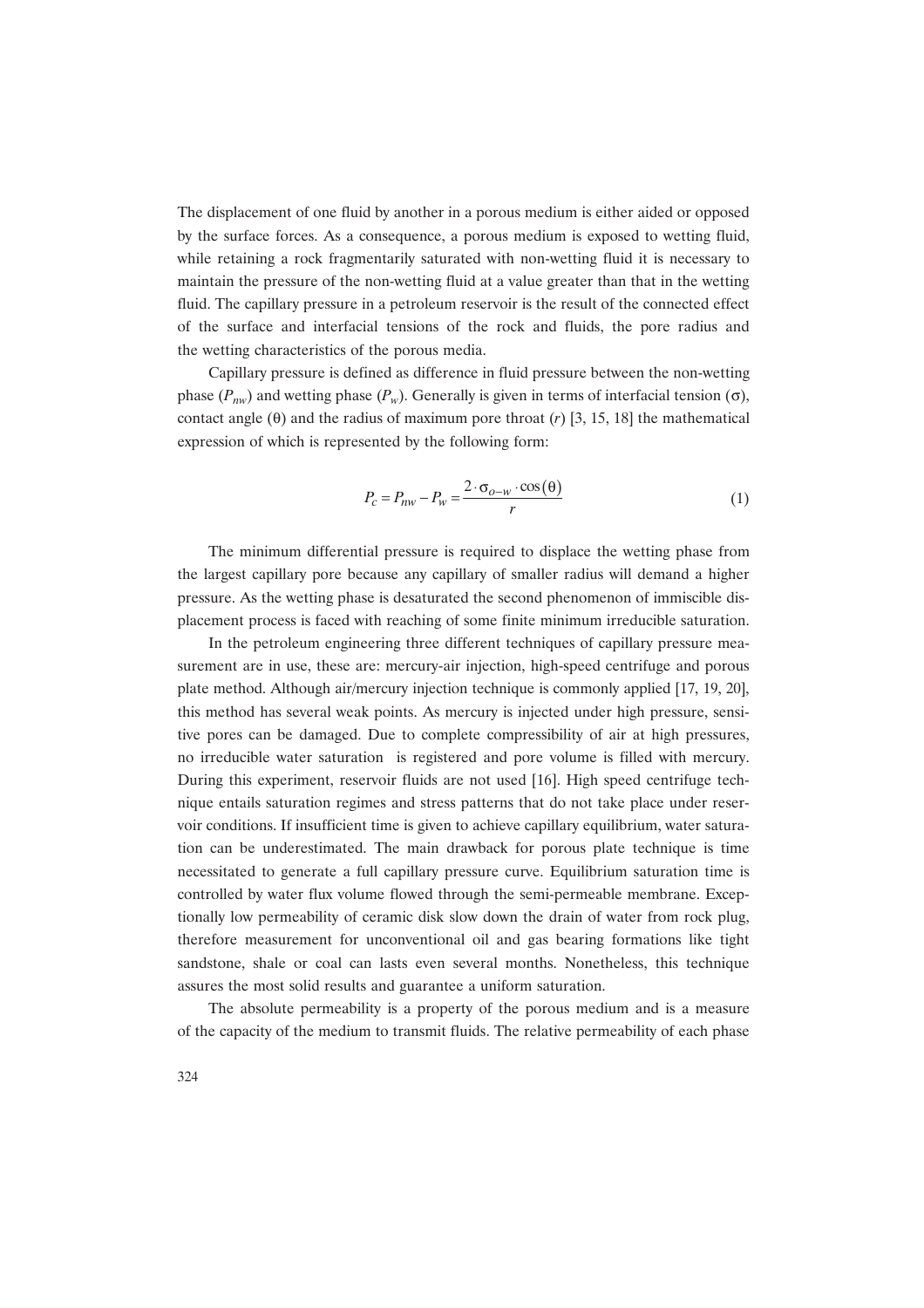The displacement of one fluid by another in a porous medium is either aided or opposed by the surface forces. As a consequence, a porous medium is exposed to wetting fluid, while retaining a rock fragmentarily saturated with non-wetting fluid it is necessary to maintain the pressure of the non-wetting fluid at a value greater than that in the wetting fluid. The capillary pressure in a petroleum reservoir is the result of the connected effect of the surface and interfacial tensions of the rock and fluids, the pore radius and the wetting characteristics of the porous media.

Capillary pressure is defined as difference in fluid pressure between the non-wetting phase ($P_{nw}$) and wetting phase ($P_w$). Generally is given in terms of interfacial tension ($\sigma$), contact angle ($\theta$) and the radius of maximum pore throat ($r$) [3, 15, 18] the mathematical expression of which is represented by the following form:

$$P_c = P_{nw} - P_w = \frac{2 \cdot \sigma_{o-w} \cdot \cos(\theta)}{r} \tag{1}$$

The minimum differential pressure is required to displace the wetting phase from the largest capillary pore because any capillary of smaller radius will demand a higher pressure. As the wetting phase is desaturated the second phenomenon of immiscible displacement process is faced with reaching of some finite minimum irreducible saturation.

In the petroleum engineering three different techniques of capillary pressure measurement are in use, these are: mercury-air injection, high-speed centrifuge and porous plate method. Although air/mercury injection technique is commonly applied [17, 19, 20], this method has several weak points. As mercury is injected under high pressure, sensitive pores can be damaged. Due to complete compressibility of air at high pressures, no irreducible water saturation is registered and pore volume is filled with mercury. During this experiment, reservoir fluids are not used [16]. High speed centrifuge technique entails saturation regimes and stress patterns that do not take place under reservoir conditions. If insufficient time is given to achieve capillary equilibrium, water saturation can be underestimated. The main drawback for porous plate technique is time necessitated to generate a full capillary pressure curve. Equilibrium saturation time is controlled by water flux volume flowed through the semi-permeable membrane. Exceptionally low permeability of ceramic disk slow down the drain of water from rock plug, therefore measurement for unconventional oil and gas bearing formations like tight sandstone, shale or coal can lasts even several months. Nonetheless, this technique assures the most solid results and guarantee a uniform saturation.

The absolute permeability is a property of the porous medium and is a measure of the capacity of the medium to transmit fluids. The relative permeability of each phase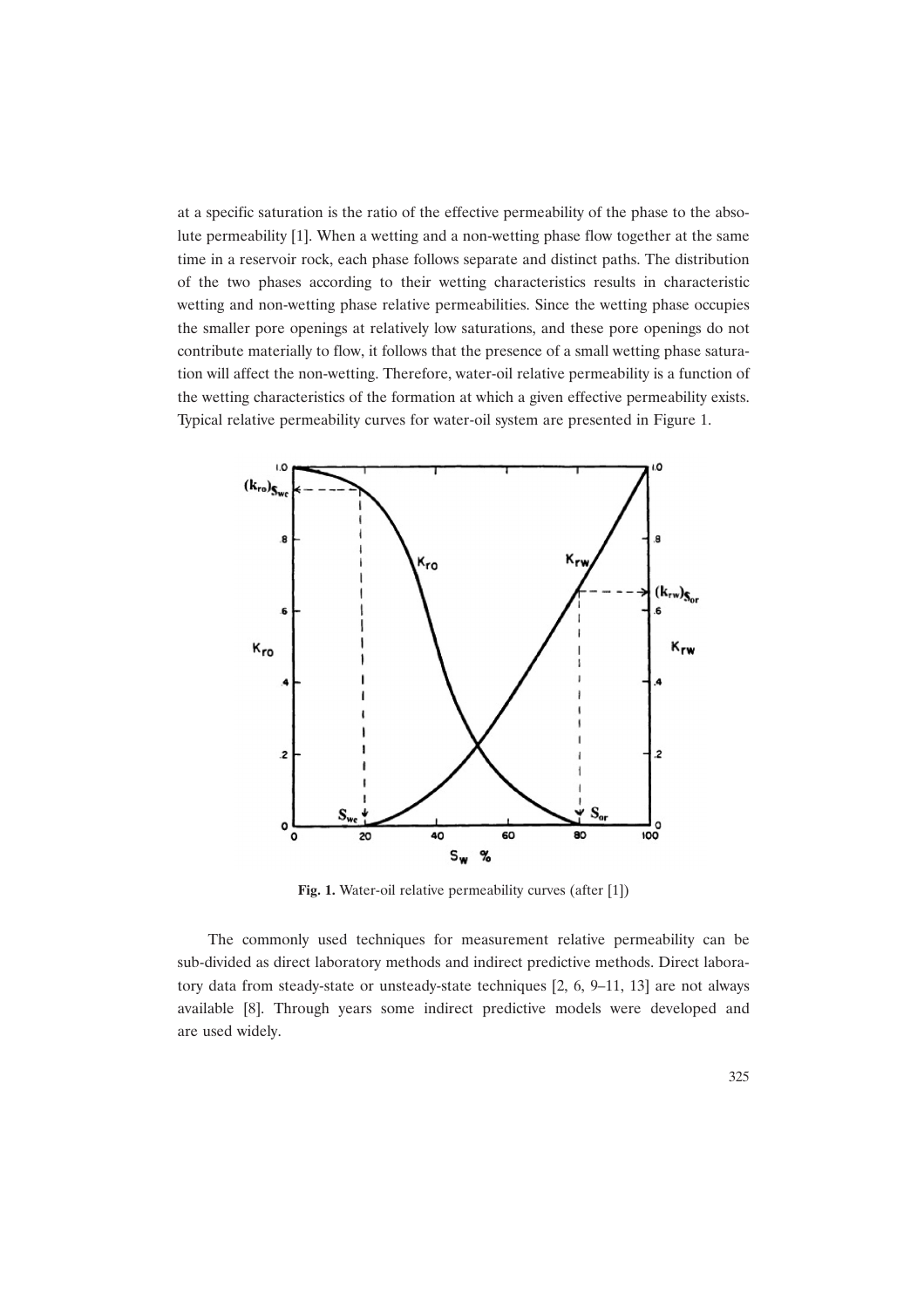at a specific saturation is the ratio of the effective permeability of the phase to the absolute permeability [1]. When a wetting and a non-wetting phase flow together at the same time in a reservoir rock, each phase follows separate and distinct paths. The distribution of the two phases according to their wetting characteristics results in characteristic wetting and non-wetting phase relative permeabilities. Since the wetting phase occupies the smaller pore openings at relatively low saturations, and these pore openings do not contribute materially to flow, it follows that the presence of a small wetting phase saturation will affect the non-wetting. Therefore, water-oil relative permeability is a function of the wetting characteristics of the formation at which a given effective permeability exists. Typical relative permeability curves for water-oil system are presented in Figure 1.

**Fig. 1.** Water-oil relative permeability curves (after [1])

The commonly used techniques for measurement relative permeability can be sub-divided as direct laboratory methods and indirect predictive methods. Direct laboratory data from steady-state or unsteady-state techniques [2, 6, 9–11, 13] are not always available [8]. Through years some indirect predictive models were developed and are used widely.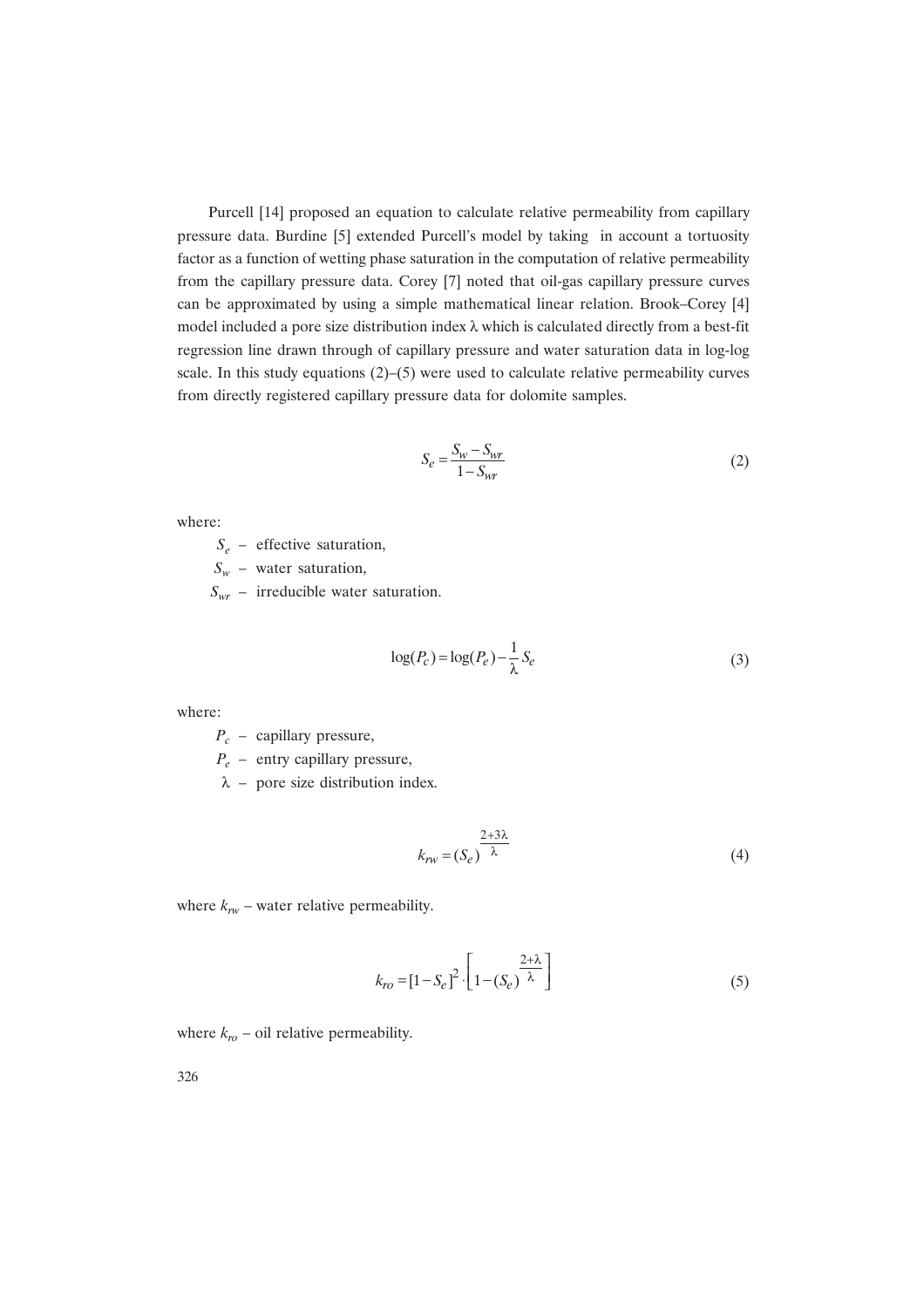Purcell [14] proposed an equation to calculate relative permeability from capillary pressure data. Burdine [5] extended Purcell's model by taking  in account a tortuosity factor as a function of wetting phase saturation in the computation of relative permeability from the capillary pressure data. Corey [7] noted that oil-gas capillary pressure curves can be approximated by using a simple mathematical linear relation. Brook–Corey [4] model included a pore size distribution index λ which is calculated directly from a best-fit regression line drawn through of capillary pressure and water saturation data in log-log scale. In this study equations (2)–(5) were used to calculate relative permeability curves from directly registered capillary pressure data for dolomite samples.

$$S_e = \frac{S_w - S_{wr}}{1 - S_{wr}} \tag{2}$$

where:

- $S_e$ – effective saturation,
- $S_w$ – water saturation,
- $S_{wr}$ – irreducible water saturation.

$$\log(P_c) = \log(P_e) - \frac{1}{\lambda} S_e \tag{3}$$

where:

- $P_c$ – capillary pressure,
- $P_e$ – entry capillary pressure,
- $\lambda$ – pore size distribution index.

$$k_{rw} = (S_e)^{\frac{2+3\lambda}{\lambda}} \tag{4}$$

where $k_{rw}$ – water relative permeability.

$$k_{ro} = [1 - S_e]^2 \cdot \left[1 - (S_e)^{\frac{2+\lambda}{\lambda}}\right] \tag{5}$$

where $k_{ro}$ – oil relative permeability.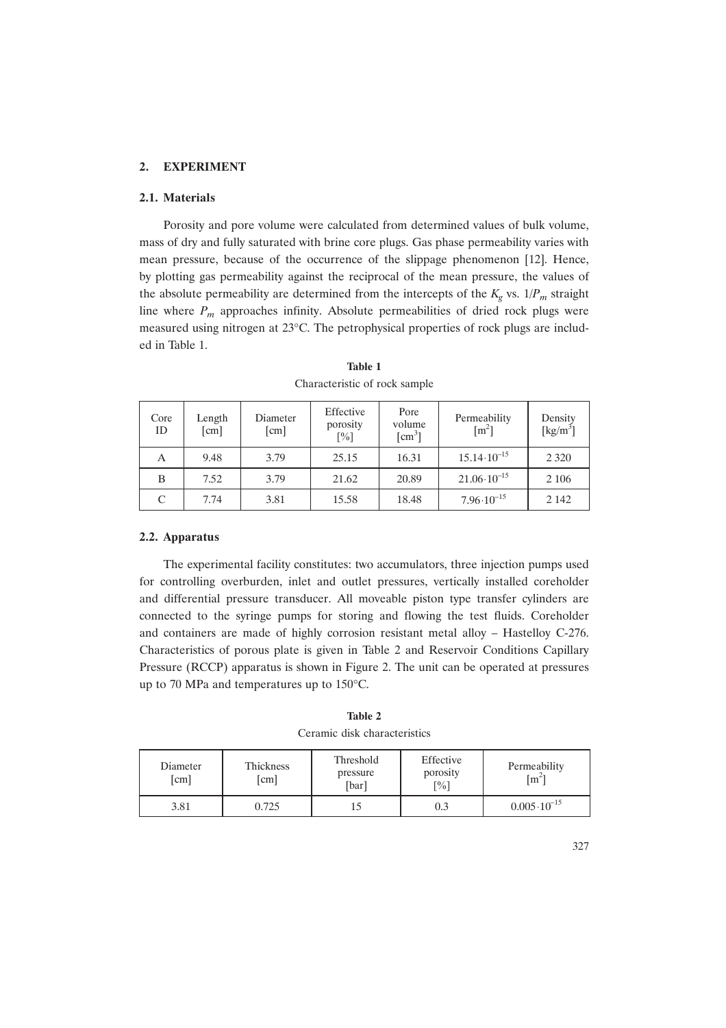## 2. EXPERIMENT

### 2.1. Materials

Porosity and pore volume were calculated from determined values of bulk volume, mass of dry and fully saturated with brine core plugs. Gas phase permeability varies with mean pressure, because of the occurrence of the slippage phenomenon [12]. Hence, by plotting gas permeability against the reciprocal of the mean pressure, the values of the absolute permeability are determined from the intercepts of the $K_g$ vs. $1/P_m$ straight line where $P_m$ approaches infinity. Absolute permeabilities of dried rock plugs were measured using nitrogen at 23°C. The petrophysical properties of rock plugs are included in Table 1.

**Table 1**
Characteristic of rock sample

| Core ID | Length [cm] | Diameter [cm] | Effective porosity [%] | Pore volume [cm$^3$] | Permeability [m$^2$] | Density [kg/m$^3$] |
|---|---|---|---|---|---|---|
| A | 9.48 | 3.79 | 25.15 | 16.31 | $15.14 \cdot 10^{-15}$ | 2 320 |
| B | 7.52 | 3.79 | 21.62 | 20.89 | $21.06 \cdot 10^{-15}$ | 2 106 |
| C | 7.74 | 3.81 | 15.58 | 18.48 | $7.96 \cdot 10^{-15}$ | 2 142 |

### 2.2. Apparatus

The experimental facility constitutes: two accumulators, three injection pumps used for controlling overburden, inlet and outlet pressures, vertically installed coreholder and differential pressure transducer. All moveable piston type transfer cylinders are connected to the syringe pumps for storing and flowing the test fluids. Coreholder and containers are made of highly corrosion resistant metal alloy – Hastelloy C-276. Characteristics of porous plate is given in Table 2 and Reservoir Conditions Capillary Pressure (RCCP) apparatus is shown in Figure 2. The unit can be operated at pressures up to 70 MPa and temperatures up to 150°C.

**Table 2**
Ceramic disk characteristics

| Diameter [cm] | Thickness [cm] | Threshold pressure [bar] | Effective porosity [%] | Permeability [m$^2$] |
|---|---|---|---|---|
| 3.81 | 0.725 | 15 | 0.3 | $0.005 \cdot 10^{-15}$ |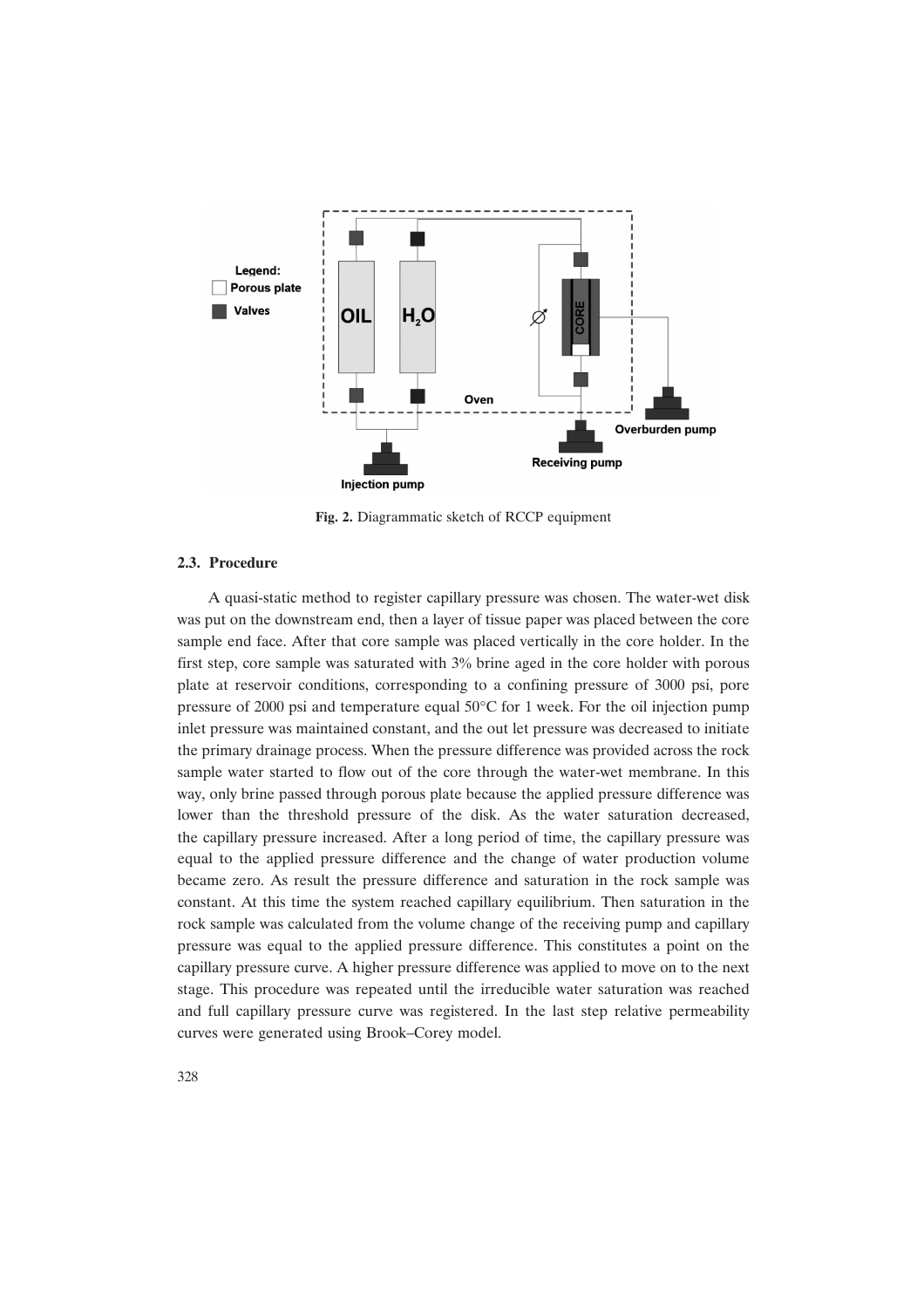Fig. 2. Diagrammatic sketch of RCCP equipment

### 2.3. Procedure

A quasi-static method to register capillary pressure was chosen. The water-wet disk was put on the downstream end, then a layer of tissue paper was placed between the core sample end face. After that core sample was placed vertically in the core holder. In the first step, core sample was saturated with 3% brine aged in the core holder with porous plate at reservoir conditions, corresponding to a confining pressure of 3000 psi, pore pressure of 2000 psi and temperature equal 50°C for 1 week. For the oil injection pump inlet pressure was maintained constant, and the out let pressure was decreased to initiate the primary drainage process. When the pressure difference was provided across the rock sample water started to flow out of the core through the water-wet membrane. In this way, only brine passed through porous plate because the applied pressure difference was lower than the threshold pressure of the disk. As the water saturation decreased, the capillary pressure increased. After a long period of time, the capillary pressure was equal to the applied pressure difference and the change of water production volume became zero. As result the pressure difference and saturation in the rock sample was constant. At this time the system reached capillary equilibrium. Then saturation in the rock sample was calculated from the volume change of the receiving pump and capillary pressure was equal to the applied pressure difference. This constitutes a point on the capillary pressure curve. A higher pressure difference was applied to move on to the next stage. This procedure was repeated until the irreducible water saturation was reached and full capillary pressure curve was registered. In the last step relative permeability curves were generated using Brook–Corey model.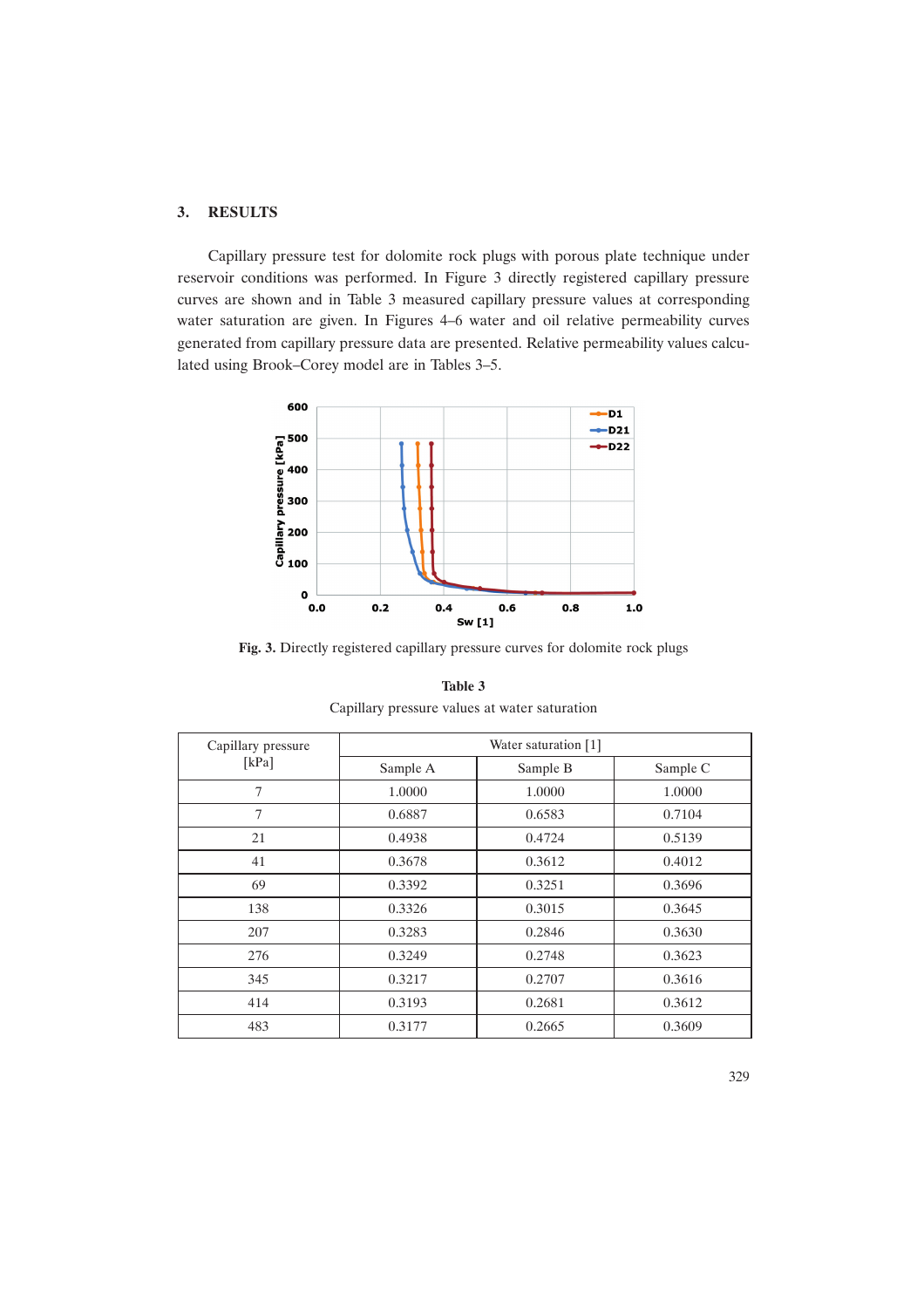## 3. RESULTS

Capillary pressure test for dolomite rock plugs with porous plate technique under reservoir conditions was performed. In Figure 3 directly registered capillary pressure curves are shown and in Table 3 measured capillary pressure values at corresponding water saturation are given. In Figures 4–6 water and oil relative permeability curves generated from capillary pressure data are presented. Relative permeability values calculated using Brook–Corey model are in Tables 3–5.

**Fig. 3.** Directly registered capillary pressure curves for dolomite rock plugs

**Table 3**

Capillary pressure values at water saturation

| Capillary pressure [kPa] | Water saturation [1] | | |
|---|---|---|---|
| | Sample A | Sample B | Sample C |
| 7 | 1.0000 | 1.0000 | 1.0000 |
| 7 | 0.6887 | 0.6583 | 0.7104 |
| 21 | 0.4938 | 0.4724 | 0.5139 |
| 41 | 0.3678 | 0.3612 | 0.4012 |
| 69 | 0.3392 | 0.3251 | 0.3696 |
| 138 | 0.3326 | 0.3015 | 0.3645 |
| 207 | 0.3283 | 0.2846 | 0.3630 |
| 276 | 0.3249 | 0.2748 | 0.3623 |
| 345 | 0.3217 | 0.2707 | 0.3616 |
| 414 | 0.3193 | 0.2681 | 0.3612 |
| 483 | 0.3177 | 0.2665 | 0.3609 |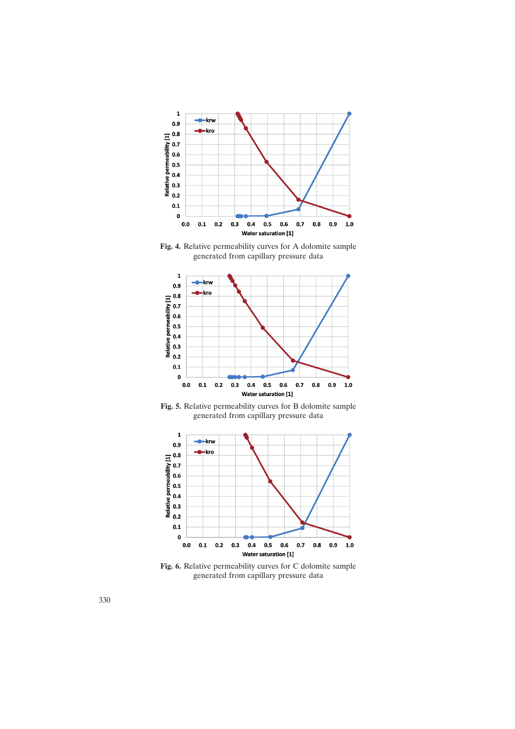**Fig. 4.** Relative permeability curves for A dolomite sample generated from capillary pressure data

**Fig. 5.** Relative permeability curves for B dolomite sample generated from capillary pressure data

**Fig. 6.** Relative permeability curves for C dolomite sample generated from capillary pressure data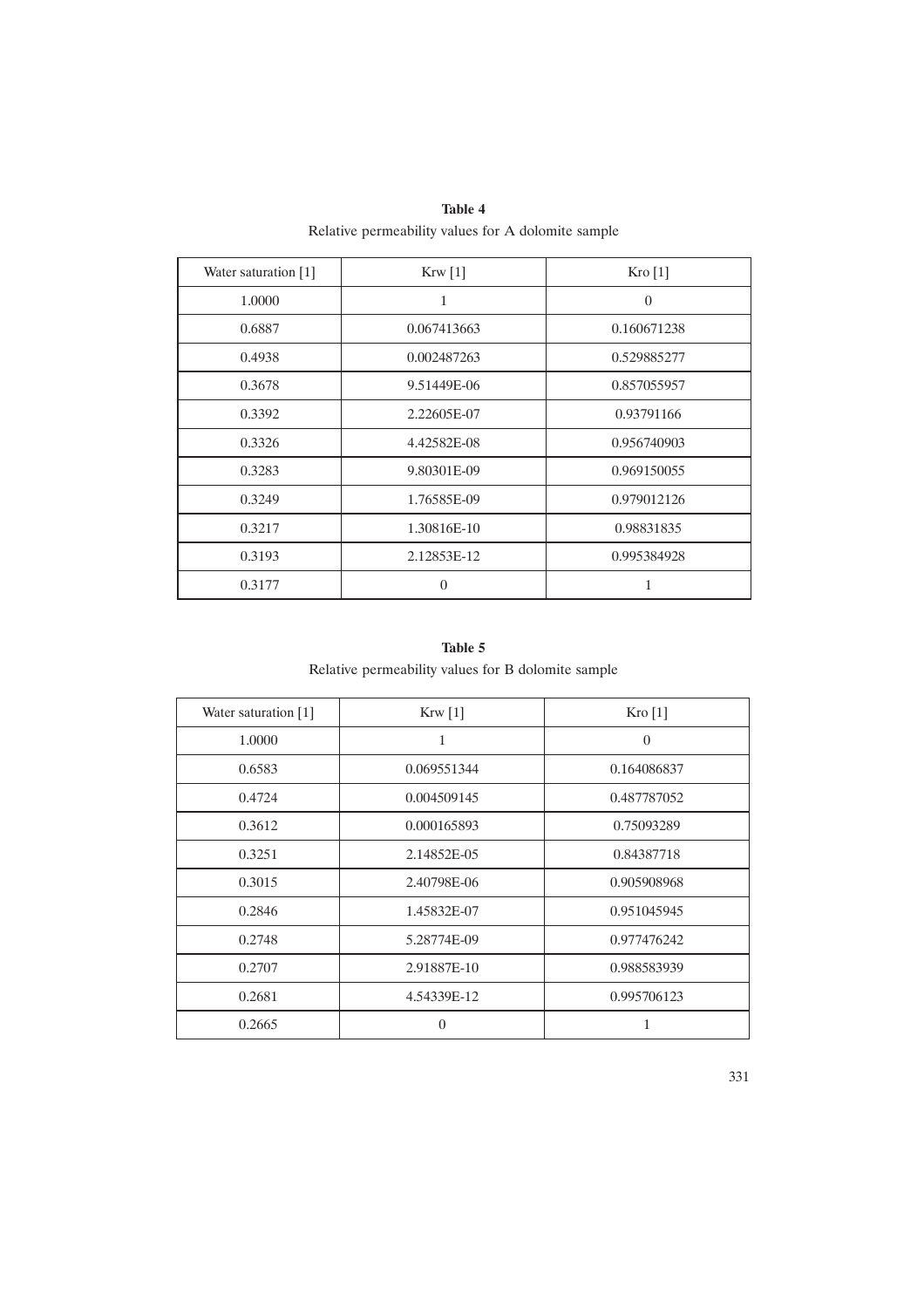**Table 4**
Relative permeability values for A dolomite sample

| Water saturation [1] | Krw [1] | Kro [1] |
|---|---|---|
| 1.0000 | 1 | 0 |
| 0.6887 | 0.067413663 | 0.160671238 |
| 0.4938 | 0.002487263 | 0.529885277 |
| 0.3678 | 9.51449E-06 | 0.857055957 |
| 0.3392 | 2.22605E-07 | 0.93791166 |
| 0.3326 | 4.42582E-08 | 0.956740903 |
| 0.3283 | 9.80301E-09 | 0.969150055 |
| 0.3249 | 1.76585E-09 | 0.979012126 |
| 0.3217 | 1.30816E-10 | 0.98831835 |
| 0.3193 | 2.12853E-12 | 0.995384928 |
| 0.3177 | 0 | 1 |

**Table 5**
Relative permeability values for B dolomite sample

| Water saturation [1] | Krw [1] | Kro [1] |
|---|---|---|
| 1.0000 | 1 | 0 |
| 0.6583 | 0.069551344 | 0.164086837 |
| 0.4724 | 0.004509145 | 0.487787052 |
| 0.3612 | 0.000165893 | 0.75093289 |
| 0.3251 | 2.14852E-05 | 0.84387718 |
| 0.3015 | 2.40798E-06 | 0.905908968 |
| 0.2846 | 1.45832E-07 | 0.951045945 |
| 0.2748 | 5.28774E-09 | 0.977476242 |
| 0.2707 | 2.91887E-10 | 0.988583939 |
| 0.2681 | 4.54339E-12 | 0.995706123 |
| 0.2665 | 0 | 1 |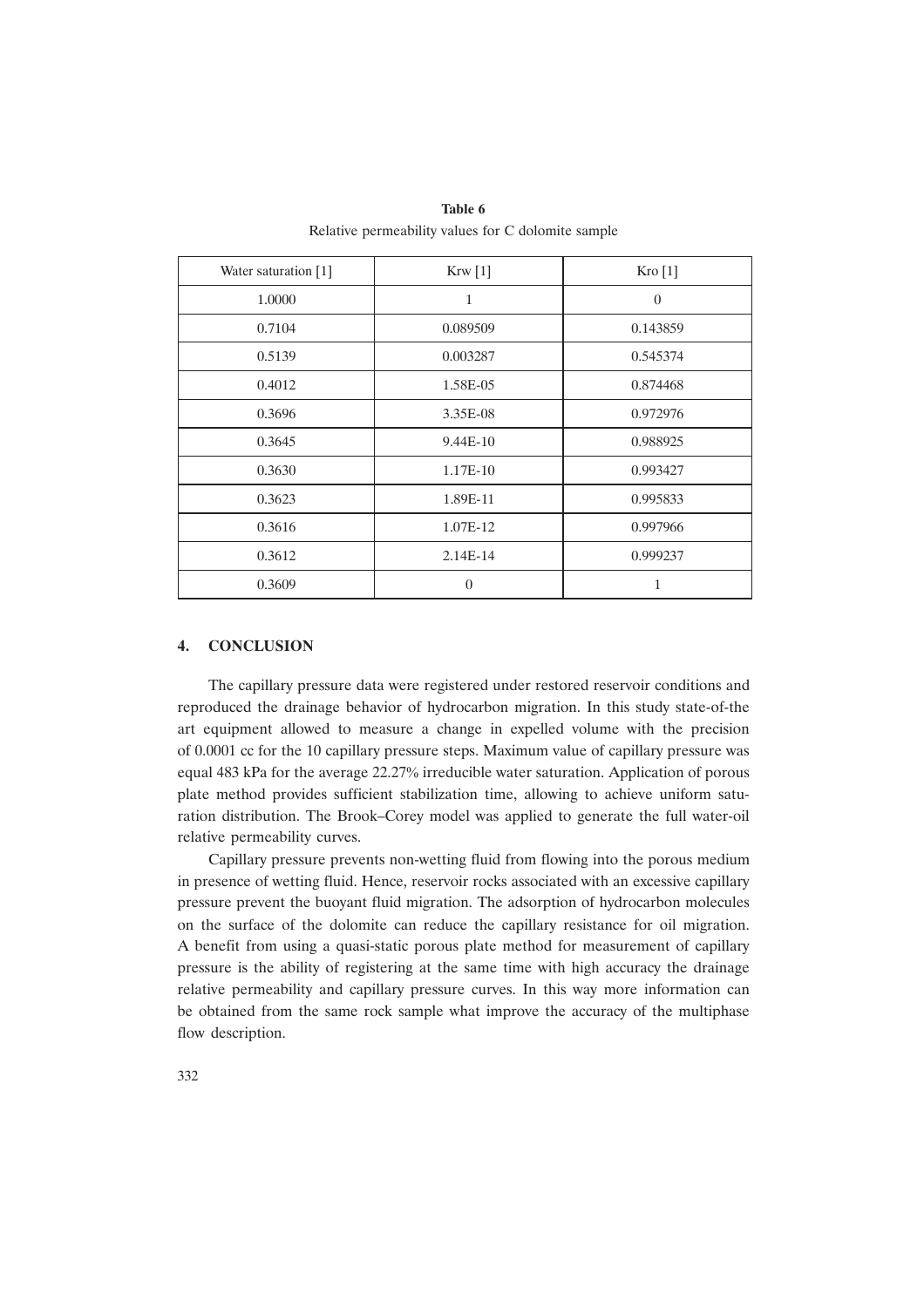**Table 6**
Relative permeability values for C dolomite sample

| Water saturation [1] | Krw [1] | Kro [1] |
|---|---|---|
| 1.0000 | 1 | 0 |
| 0.7104 | 0.089509 | 0.143859 |
| 0.5139 | 0.003287 | 0.545374 |
| 0.4012 | 1.58E-05 | 0.874468 |
| 0.3696 | 3.35E-08 | 0.972976 |
| 0.3645 | 9.44E-10 | 0.988925 |
| 0.3630 | 1.17E-10 | 0.993427 |
| 0.3623 | 1.89E-11 | 0.995833 |
| 0.3616 | 1.07E-12 | 0.997966 |
| 0.3612 | 2.14E-14 | 0.999237 |
| 0.3609 | 0 | 1 |

## 4. CONCLUSION

The capillary pressure data were registered under restored reservoir conditions and reproduced the drainage behavior of hydrocarbon migration. In this study state-of-the art equipment allowed to measure a change in expelled volume with the precision of 0.0001 cc for the 10 capillary pressure steps. Maximum value of capillary pressure was equal 483 kPa for the average 22.27% irreducible water saturation. Application of porous plate method provides sufficient stabilization time, allowing to achieve uniform saturation distribution. The Brook–Corey model was applied to generate the full water-oil relative permeability curves.

Capillary pressure prevents non-wetting fluid from flowing into the porous medium in presence of wetting fluid. Hence, reservoir rocks associated with an excessive capillary pressure prevent the buoyant fluid migration. The adsorption of hydrocarbon molecules on the surface of the dolomite can reduce the capillary resistance for oil migration. A benefit from using a quasi-static porous plate method for measurement of capillary pressure is the ability of registering at the same time with high accuracy the drainage relative permeability and capillary pressure curves. In this way more information can be obtained from the same rock sample what improve the accuracy of the multiphase flow description.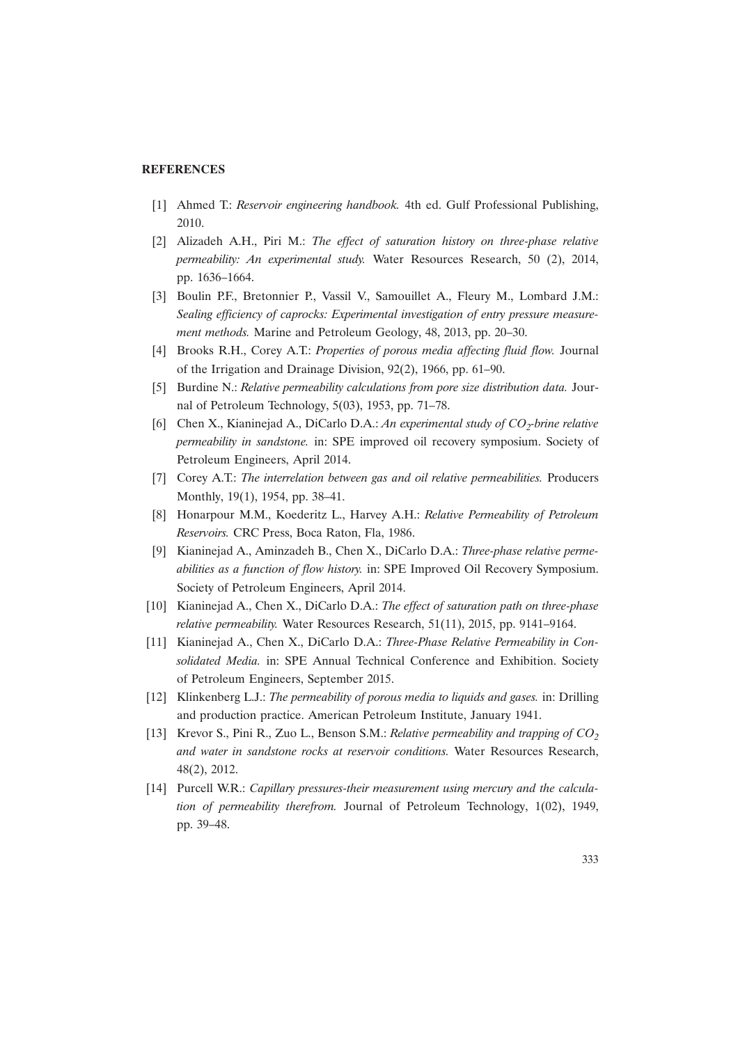**REFERENCES**

[1] Ahmed T.: *Reservoir engineering handbook.* 4th ed. Gulf Professional Publishing, 2010.

[2] Alizadeh A.H., Piri M.: *The effect of saturation history on three-phase relative permeability: An experimental study.* Water Resources Research, 50 (2), 2014, pp. 1636–1664.

[3] Boulin P.F., Bretonnier P., Vassil V., Samouillet A., Fleury M., Lombard J.M.: *Sealing efficiency of caprocks: Experimental investigation of entry pressure measurement methods.* Marine and Petroleum Geology, 48, 2013, pp. 20–30.

[4] Brooks R.H., Corey A.T.: *Properties of porous media affecting fluid flow.* Journal of the Irrigation and Drainage Division, 92(2), 1966, pp. 61–90.

[5] Burdine N.: *Relative permeability calculations from pore size distribution data.* Journal of Petroleum Technology, 5(03), 1953, pp. 71–78.

[6] Chen X., Kianinejad A., DiCarlo D.A.: *An experimental study of $CO_2$-brine relative permeability in sandstone.* in: SPE improved oil recovery symposium. Society of Petroleum Engineers, April 2014.

[7] Corey A.T.: *The interrelation between gas and oil relative permeabilities.* Producers Monthly, 19(1), 1954, pp. 38–41.

[8] Honarpour M.M., Koederitz L., Harvey A.H.: *Relative Permeability of Petroleum Reservoirs.* CRC Press, Boca Raton, Fla, 1986.

[9] Kianinejad A., Aminzadeh B., Chen X., DiCarlo D.A.: *Three-phase relative permeabilities as a function of flow history.* in: SPE Improved Oil Recovery Symposium. Society of Petroleum Engineers, April 2014.

[10] Kianinejad A., Chen X., DiCarlo D.A.: *The effect of saturation path on three-phase relative permeability.* Water Resources Research, 51(11), 2015, pp. 9141–9164.

[11] Kianinejad A., Chen X., DiCarlo D.A.: *Three-Phase Relative Permeability in Consolidated Media.* in: SPE Annual Technical Conference and Exhibition. Society of Petroleum Engineers, September 2015.

[12] Klinkenberg L.J.: *The permeability of porous media to liquids and gases.* in: Drilling and production practice. American Petroleum Institute, January 1941.

[13] Krevor S., Pini R., Zuo L., Benson S.M.: *Relative permeability and trapping of $CO_2$ and water in sandstone rocks at reservoir conditions.* Water Resources Research, 48(2), 2012.

[14] Purcell W.R.: *Capillary pressures-their measurement using mercury and the calculation of permeability therefrom.* Journal of Petroleum Technology, 1(02), 1949, pp. 39–48.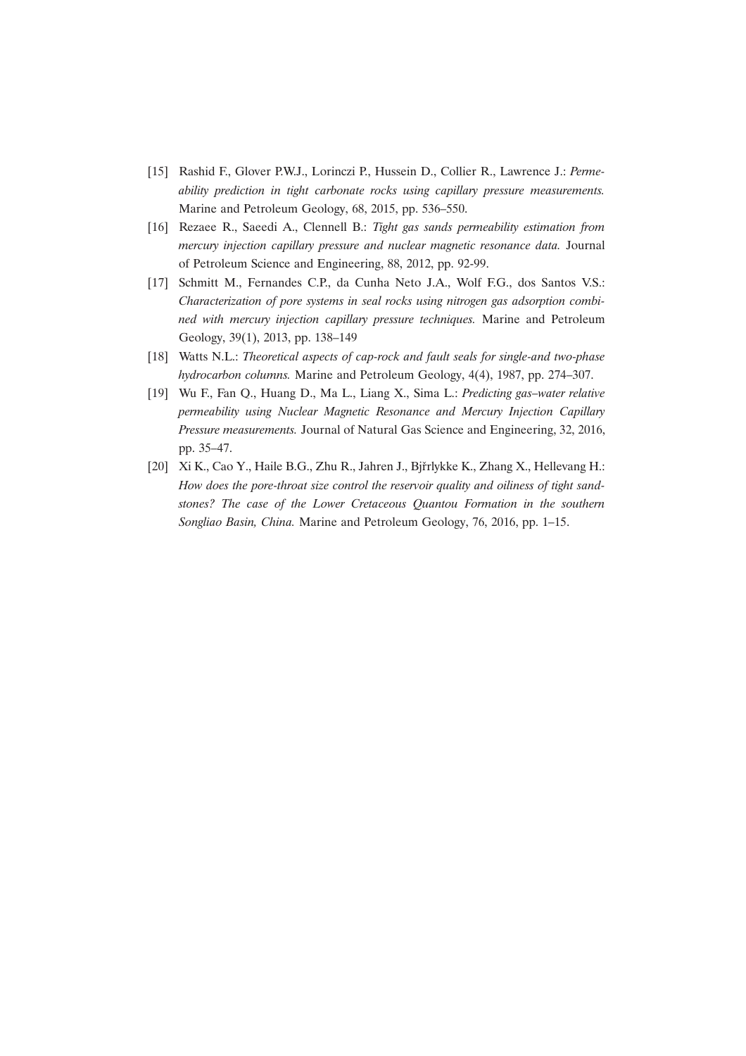[15] Rashid F., Glover P.W.J., Lorinczi P., Hussein D., Collier R., Lawrence J.: *Permeability prediction in tight carbonate rocks using capillary pressure measurements.* Marine and Petroleum Geology, 68, 2015, pp. 536–550.

[16] Rezaee R., Saeedi A., Clennell B.: *Tight gas sands permeability estimation from mercury injection capillary pressure and nuclear magnetic resonance data.* Journal of Petroleum Science and Engineering, 88, 2012, pp. 92-99.

[17] Schmitt M., Fernandes C.P., da Cunha Neto J.A., Wolf F.G., dos Santos V.S.: *Characterization of pore systems in seal rocks using nitrogen gas adsorption combined with mercury injection capillary pressure techniques.* Marine and Petroleum Geology, 39(1), 2013, pp. 138–149

[18] Watts N.L.: *Theoretical aspects of cap-rock and fault seals for single-and two-phase hydrocarbon columns.* Marine and Petroleum Geology, 4(4), 1987, pp. 274–307.

[19] Wu F., Fan Q., Huang D., Ma L., Liang X., Sima L.: *Predicting gas–water relative permeability using Nuclear Magnetic Resonance and Mercury Injection Capillary Pressure measurements.* Journal of Natural Gas Science and Engineering, 32, 2016, pp. 35–47.

[20] Xi K., Cao Y., Haile B.G., Zhu R., Jahren J., Bjřrlykke K., Zhang X., Hellevang H.: *How does the pore-throat size control the reservoir quality and oiliness of tight sandstones? The case of the Lower Cretaceous Quantou Formation in the southern Songliao Basin, China.* Marine and Petroleum Geology, 76, 2016, pp. 1–15.